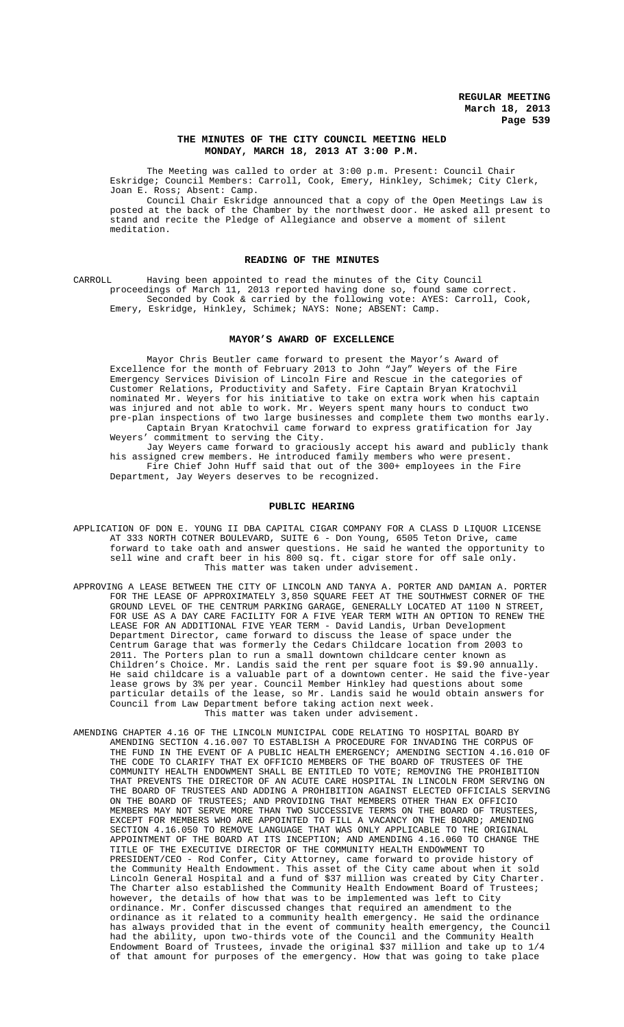# THE MINUTES OF THE CITY COUNCIL MEETING HELD MONDAY, MARCH 18, 2013 AT 3:00 P.M.

The Meeting was called to order at 3:00 p.m. Present: Council Chair Eskridge; Council Members: Carroll, Cook, Emery, Hinkley, Schimek; City Clerk, Joan E. Ross; Absent: Camp.

Council Chair Eskridge announced that a copy of the Open Meetings Law is posted at the back of the Chamber by the northwest door. He asked all present to stand and recite the Pledge of Allegiance and observe a moment of silent meditation.

## READING OF THE MINUTES

CARROLL Having been appointed to read the minutes of the City Council proceedings of March 11, 2013 reported having done so, found same correct.

Seconded by Cook & carried by the following vote: AYES: Carroll, Cook, Emery, Eskridge, Hinkley, Schimek; NAYS: None; ABSENT: Camp.

## MAYOR'S AWARD OF EXCELLENCE

Mayor Chris Beutler came forward to present the Mayor's Award of Excellence for the month of February 2013 to John "Jay" Weyers of the Fire Emergency Services Division of Lincoln Fire and Rescue in the categories of Customer Relations, Productivity and Safety. Fire Captain Bryan Kratochvil nominated Mr. Weyers for his initiative to take on extra work when his captain was injured and not able to work. Mr. Weyers spent many hours to conduct two pre-plan inspections of two large businesses and complete them two months early.

Captain Bryan Kratochvil came forward to express gratification for Jay Weyers' commitment to serving the City.

Jay Weyers came forward to graciously accept his award and publicly thank his assigned crew members. He introduced family members who were present.

Fire Chief John Huff said that out of the 300+ employees in the Fire Department, Jay Weyers deserves to be recognized.

## PUBLIC HEARING

APPLICATION OF DON E. YOUNG II DBA CAPITAL CIGAR COMPANY FOR A CLASS D LIQUOR LICENSE AT 333 NORTH COTNER BOULEVARD, SUITE 6 - Don Young, 6505 Teton Drive, came forward to take oath and answer questions. He said he wanted the opportunity to sell wine and craft beer in his 800 sq. ft. cigar store for off sale only.

This matter was taken under advisement.

APPROVING A LEASE BETWEEN THE CITY OF LINCOLN AND TANYA A. PORTER AND DAMIAN A. PORTER FOR THE LEASE OF APPROXIMATELY 3,850 SQUARE FEET AT THE SOUTHWEST CORNER OF THE GROUND LEVEL OF THE CENTRUM PARKING GARAGE, GENERALLY LOCATED AT 1100 N STREET, FOR USE AS A DAY CARE FACILITY FOR A FIVE YEAR TERM WITH AN OPTION TO RENEW THE LEASE FOR AN ADDITIONAL FIVE YEAR TERM - David Landis, Urban Development Department Director, came forward to discuss the lease of space under the Centrum Garage that was formerly the Cedars Childcare location from 2003 to 2011. The Porters plan to run a small downtown childcare center known as Children's Choice. Mr. Landis said the rent per square foot is $9.90 annually. He said childcare is a valuable part of a downtown center. He said the five-year lease grows by 3% per year. Council Member Hinkley had questions about some particular details of the lease, so Mr. Landis said he would obtain answers for Council from Law Department before taking action next week.

This matter was taken under advisement.

AMENDING CHAPTER 4.16 OF THE LINCOLN MUNICIPAL CODE RELATING TO HOSPITAL BOARD BY AMENDING SECTION 4.16.007 TO ESTABLISH A PROCEDURE FOR INVADING THE CORPUS OF THE FUND IN THE EVENT OF A PUBLIC HEALTH EMERGENCY; AMENDING SECTION 4.16.010 OF THE CODE TO CLARIFY THAT EX OFFICIO MEMBERS OF THE BOARD OF TRUSTEES OF THE COMMUNITY HEALTH ENDOWMENT SHALL BE ENTITLED TO VOTE; REMOVING THE PROHIBITION THAT PREVENTS THE DIRECTOR OF AN ACUTE CARE HOSPITAL IN LINCOLN FROM SERVING ON THE BOARD OF TRUSTEES AND ADDING A PROHIBITION AGAINST ELECTED OFFICIALS SERVING ON THE BOARD OF TRUSTEES; AND PROVIDING THAT MEMBERS OTHER THAN EX OFFICIO MEMBERS MAY NOT SERVE MORE THAN TWO SUCCESSIVE TERMS ON THE BOARD OF TRUSTEES, EXCEPT FOR MEMBERS WHO ARE APPOINTED TO FILL A VACANCY ON THE BOARD; AMENDING SECTION 4.16.050 TO REMOVE LANGUAGE THAT WAS ONLY APPLICABLE TO THE ORIGINAL APPOINTMENT OF THE BOARD AT ITS INCEPTION; AND AMENDING 4.16.060 TO CHANGE THE TITLE OF THE EXECUTIVE DIRECTOR OF THE COMMUNITY HEALTH ENDOWMENT TO PRESIDENT/CEO - Rod Confer, City Attorney, came forward to provide history of the Community Health Endowment. This asset of the City came about when it sold Lincoln General Hospital and a fund of $37 million was created by City Charter. The Charter also established the Community Health Endowment Board of Trustees; however, the details of how that was to be implemented was left to City ordinance. Mr. Confer discussed changes that required an amendment to the ordinance as it related to a community health emergency. He said the ordinance has always provided that in the event of community health emergency, the Council had the ability, upon two-thirds vote of the Council and the Community Health Endowment Board of Trustees, invade the original $37 million and take up to 1/4 of that amount for purposes of the emergency. How that was going to take place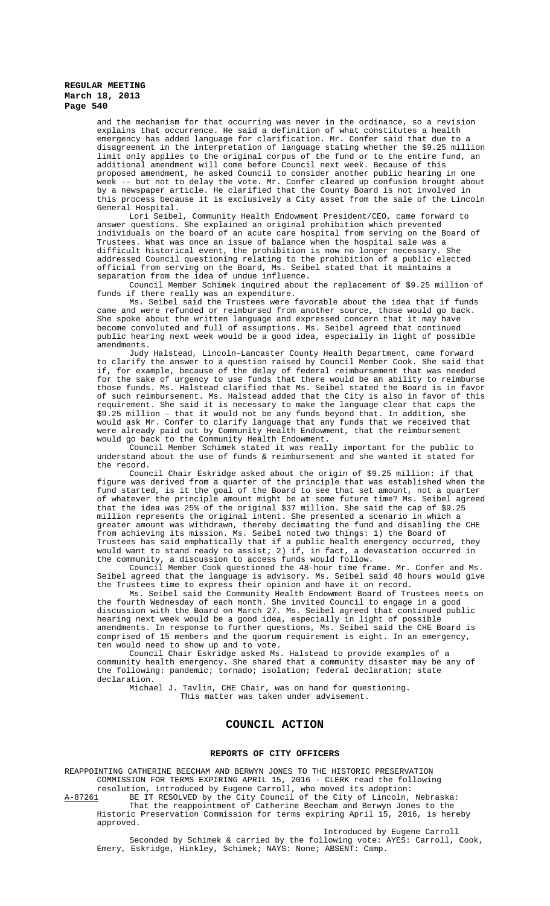and the mechanism for that occurring was never in the ordinance, so a revision explains that occurrence. He said a definition of what constitutes a health emergency has added language for clarification. Mr. Confer said that due to a disagreement in the interpretation of language stating whether the $9.25 million limit only applies to the original corpus of the fund or to the entire fund, an additional amendment will come before Council next week. Because of this proposed amendment, he asked Council to consider another public hearing in one week -- but not to delay the vote. Mr. Confer cleared up confusion brought about by a newspaper article. He clarified that the County Board is not involved in this process because it is exclusively a City asset from the sale of the Lincoln General Hospital.

Lori Seibel, Community Health Endowment President/CEO, came forward to answer questions. She explained an original prohibition which prevented individuals on the board of an acute care hospital from serving on the Board of Trustees. What was once an issue of balance when the hospital sale was a difficult historical event, the prohibition is now no longer necessary. She addressed Council questioning relating to the prohibition of a public elected official from serving on the Board, Ms. Seibel stated that it maintains a separation from the idea of undue influence.

Council Member Schimek inquired about the replacement of $9.25 million of funds if there really was an expenditure.

Ms. Seibel said the Trustees were favorable about the idea that if funds came and were refunded or reimbursed from another source, those would go back. She spoke about the written language and expressed concern that it may have become convoluted and full of assumptions. Ms. Seibel agreed that continued public hearing next week would be a good idea, especially in light of possible amendments.

Judy Halstead, Lincoln-Lancaster County Health Department, came forward to clarify the answer to a question raised by Council Member Cook. She said that if, for example, because of the delay of federal reimbursement that was needed for the sake of urgency to use funds that there would be an ability to reimburse those funds. Ms. Halstead clarified that Ms. Seibel stated the Board is in favor of such reimbursement. Ms. Halstead added that the City is also in favor of this requirement. She said it is necessary to make the language clear that caps the $9.25 million – that it would not be any funds beyond that. In addition, she would ask Mr. Confer to clarify language that any funds that we received that were already paid out by Community Health Endowment, that the reimbursement would go back to the Community Health Endowment.

Council Member Schimek stated it was really important for the public to understand about the use of funds & reimbursement and she wanted it stated for the record.

Council Chair Eskridge asked about the origin of $9.25 million: if that figure was derived from a quarter of the principle that was established when the fund started, is it the goal of the Board to see that set amount, not a quarter of whatever the principle amount might be at some future time? Ms. Seibel agreed that the idea was 25% of the original $37 million. She said the cap of $9.25 million represents the original intent. She presented a scenario in which a greater amount was withdrawn, thereby decimating the fund and disabling the CHE from achieving its mission. Ms. Seibel noted two things: 1) the Board of Trustees has said emphatically that if a public health emergency occurred, they would want to stand ready to assist; 2) if, in fact, a devastation occurred in the community, a discussion to access funds would follow.

Council Member Cook questioned the 48-hour time frame. Mr. Confer and Ms. Seibel agreed that the language is advisory. Ms. Seibel said 48 hours would give the Trustees time to express their opinion and have it on record.

Ms. Seibel said the Community Health Endowment Board of Trustees meets on the fourth Wednesday of each month. She invited Council to engage in a good discussion with the Board on March 27. Ms. Seibel agreed that continued public hearing next week would be a good idea, especially in light of possible amendments. In response to further questions, Ms. Seibel said the CHE Board is comprised of 15 members and the quorum requirement is eight. In an emergency, ten would need to show up and to vote.

Council Chair Eskridge asked Ms. Halstead to provide examples of a community health emergency. She shared that a community disaster may be any of the following: pandemic; tornado; isolation; federal declaration; state declaration.

Michael J. Tavlin, CHE Chair, was on hand for questioning.

This matter was taken under advisement.

# COUNCIL ACTION

## REPORTS OF CITY OFFICERS

REAPPOINTING CATHERINE BEECHAM AND BERWYN JONES TO THE HISTORIC PRESERVATION COMMISSION FOR TERMS EXPIRING APRIL 15, 2016 - CLERK read the following resolution, introduced by Eugene Carroll, who moved its adoption:

A-87261 BE IT RESOLVED by the City Council of the City of Lincoln, Nebraska:

That the reappointment of Catherine Beecham and Berwyn Jones to the Historic Preservation Commission for terms expiring April 15, 2016, is hereby approved.

Introduced by Eugene Carroll

Seconded by Schimek & carried by the following vote: AYES: Carroll, Cook, Emery, Eskridge, Hinkley, Schimek; NAYS: None; ABSENT: Camp.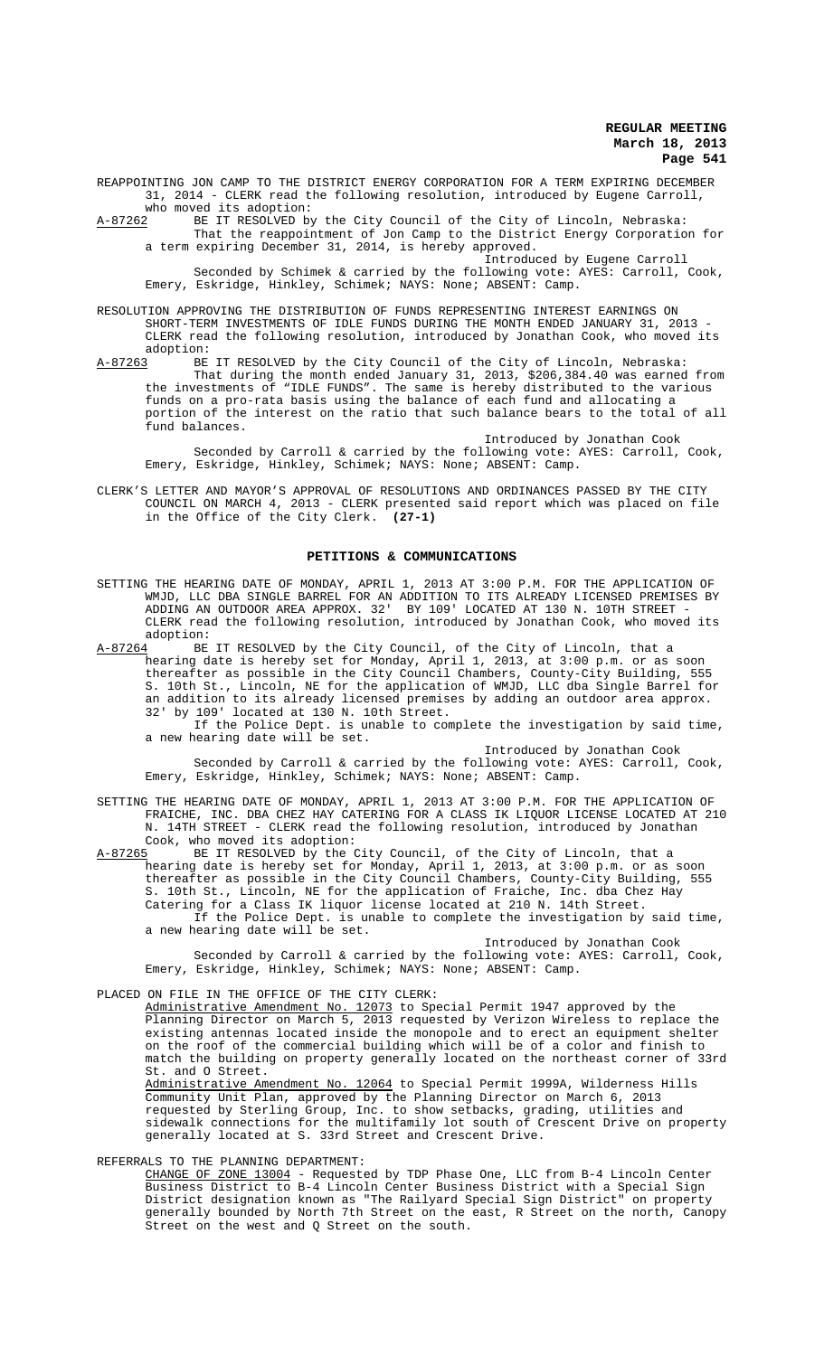REAPPOINTING JON CAMP TO THE DISTRICT ENERGY CORPORATION FOR A TERM EXPIRING DECEMBER 31, 2014 - CLERK read the following resolution, introduced by Eugene Carroll, who moved its adoption:

A-87262 BE IT RESOLVED by the City Council of the City of Lincoln, Nebraska:

That the reappointment of Jon Camp to the District Energy Corporation for a term expiring December 31, 2014, is hereby approved.

Introduced by Eugene Carroll

Seconded by Schimek & carried by the following vote: AYES: Carroll, Cook, Emery, Eskridge, Hinkley, Schimek; NAYS: None; ABSENT: Camp.

RESOLUTION APPROVING THE DISTRIBUTION OF FUNDS REPRESENTING INTEREST EARNINGS ON SHORT-TERM INVESTMENTS OF IDLE FUNDS DURING THE MONTH ENDED JANUARY 31, 2013 - CLERK read the following resolution, introduced by Jonathan Cook, who moved its adoption:

A-87263 BE IT RESOLVED by the City Council of the City of Lincoln, Nebraska:

That during the month ended January 31, 2013, $206,384.40 was earned from the investments of "IDLE FUNDS". The same is hereby distributed to the various funds on a pro-rata basis using the balance of each fund and allocating a portion of the interest on the ratio that such balance bears to the total of all fund balances.

Introduced by Jonathan Cook

Seconded by Carroll & carried by the following vote: AYES: Carroll, Cook, Emery, Eskridge, Hinkley, Schimek; NAYS: None; ABSENT: Camp.

CLERK'S LETTER AND MAYOR'S APPROVAL OF RESOLUTIONS AND ORDINANCES PASSED BY THE CITY COUNCIL ON MARCH 4, 2013 - CLERK presented said report which was placed on file in the Office of the City Clerk. **(27-1)**

## PETITIONS & COMMUNICATIONS

SETTING THE HEARING DATE OF MONDAY, APRIL 1, 2013 AT 3:00 P.M. FOR THE APPLICATION OF WMJD, LLC DBA SINGLE BARREL FOR AN ADDITION TO ITS ALREADY LICENSED PREMISES BY ADDING AN OUTDOOR AREA APPROX. 32' BY 109' LOCATED AT 130 N. 10TH STREET - CLERK read the following resolution, introduced by Jonathan Cook, who moved its adoption:

A-87264 BE IT RESOLVED by the City Council, of the City of Lincoln, that a hearing date is hereby set for Monday, April 1, 2013, at 3:00 p.m. or as soon thereafter as possible in the City Council Chambers, County-City Building, 555 S. 10th St., Lincoln, NE for the application of WMJD, LLC dba Single Barrel for an addition to its already licensed premises by adding an outdoor area approx. 32' by 109' located at 130 N. 10th Street.

If the Police Dept. is unable to complete the investigation by said time, a new hearing date will be set.

Introduced by Jonathan Cook

Seconded by Carroll & carried by the following vote: AYES: Carroll, Cook, Emery, Eskridge, Hinkley, Schimek; NAYS: None; ABSENT: Camp.

SETTING THE HEARING DATE OF MONDAY, APRIL 1, 2013 AT 3:00 P.M. FOR THE APPLICATION OF FRAICHE, INC. DBA CHEZ HAY CATERING FOR A CLASS IK LIQUOR LICENSE LOCATED AT 210 N. 14TH STREET - CLERK read the following resolution, introduced by Jonathan Cook, who moved its adoption:

A-87265 BE IT RESOLVED by the City Council, of the City of Lincoln, that a hearing date is hereby set for Monday, April 1, 2013, at 3:00 p.m. or as soon thereafter as possible in the City Council Chambers, County-City Building, 555 S. 10th St., Lincoln, NE for the application of Fraiche, Inc. dba Chez Hay Catering for a Class IK liquor license located at 210 N. 14th Street.

If the Police Dept. is unable to complete the investigation by said time, a new hearing date will be set.

Introduced by Jonathan Cook

Seconded by Carroll & carried by the following vote: AYES: Carroll, Cook, Emery, Eskridge, Hinkley, Schimek; NAYS: None; ABSENT: Camp.

PLACED ON FILE IN THE OFFICE OF THE CITY CLERK:

Administrative Amendment No. 12073 to Special Permit 1947 approved by the Planning Director on March 5, 2013 requested by Verizon Wireless to replace the existing antennas located inside the monopole and to erect an equipment shelter on the roof of the commercial building which will be of a color and finish to match the building on property generally located on the northeast corner of 33rd St. and O Street.

Administrative Amendment No. 12064 to Special Permit 1999A, Wilderness Hills Community Unit Plan, approved by the Planning Director on March 6, 2013 requested by Sterling Group, Inc. to show setbacks, grading, utilities and sidewalk connections for the multifamily lot south of Crescent Drive on property generally located at S. 33rd Street and Crescent Drive.

REFERRALS TO THE PLANNING DEPARTMENT:

CHANGE OF ZONE 13004 - Requested by TDP Phase One, LLC from B-4 Lincoln Center Business District to B-4 Lincoln Center Business District with a Special Sign District designation known as "The Railyard Special Sign District" on property generally bounded by North 7th Street on the east, R Street on the north, Canopy Street on the west and Q Street on the south.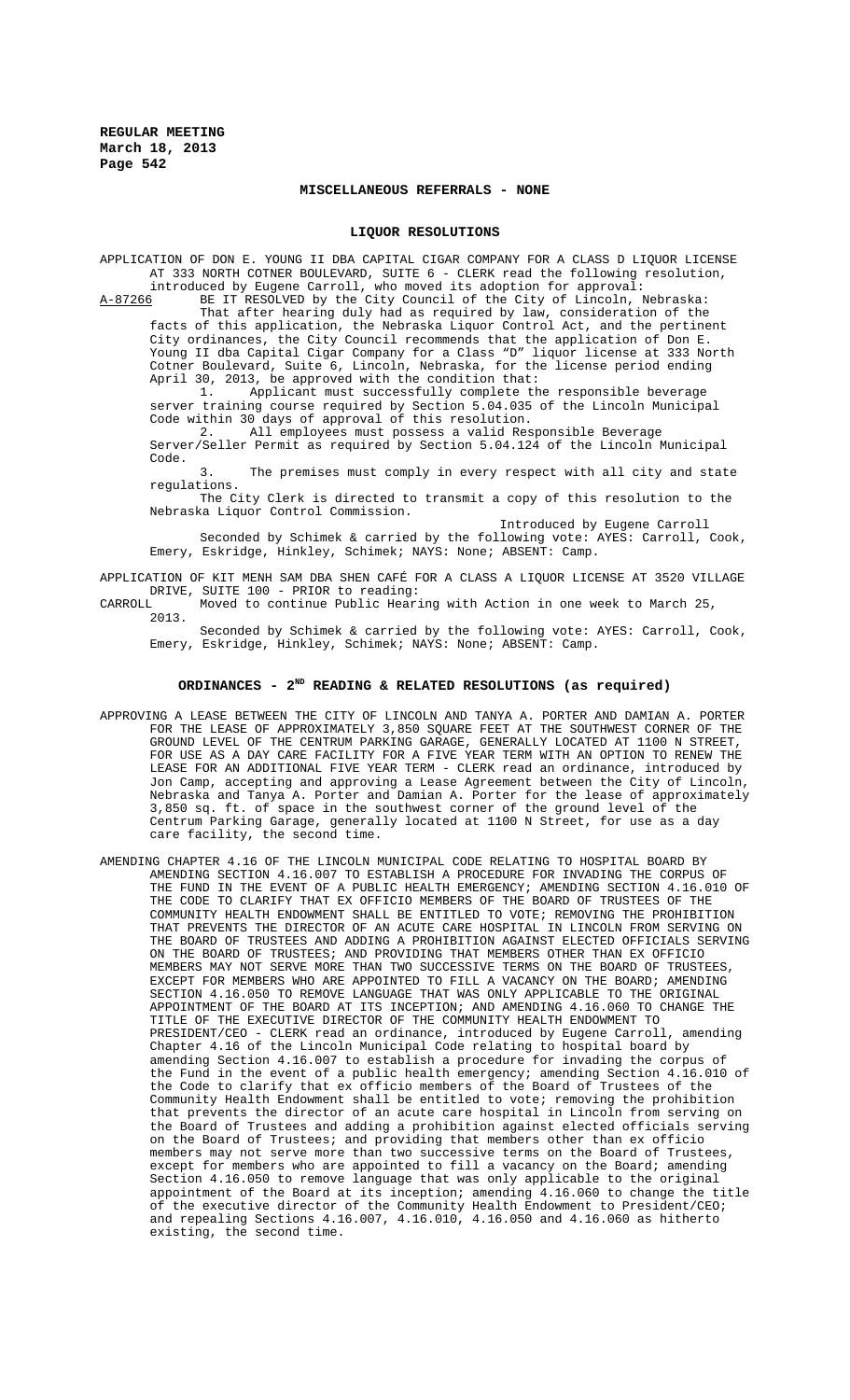## MISCELLANEOUS REFERRALS - NONE

## LIQUOR RESOLUTIONS

APPLICATION OF DON E. YOUNG II DBA CAPITAL CIGAR COMPANY FOR A CLASS D LIQUOR LICENSE AT 333 NORTH COTNER BOULEVARD, SUITE 6 - CLERK read the following resolution, introduced by Eugene Carroll, who moved its adoption for approval:

A-87266 BE IT RESOLVED by the City Council of the City of Lincoln, Nebraska:

That after hearing duly had as required by law, consideration of the facts of this application, the Nebraska Liquor Control Act, and the pertinent City ordinances, the City Council recommends that the application of Don E. Young II dba Capital Cigar Company for a Class "D" liquor license at 333 North Cotner Boulevard, Suite 6, Lincoln, Nebraska, for the license period ending April 30, 2013, be approved with the condition that:

1. Applicant must successfully complete the responsible beverage server training course required by Section 5.04.035 of the Lincoln Municipal Code within 30 days of approval of this resolution.
2. All employees must possess a valid Responsible Beverage Server/Seller Permit as required by Section 5.04.124 of the Lincoln Municipal Code.
3. The premises must comply in every respect with all city and state regulations.

The City Clerk is directed to transmit a copy of this resolution to the Nebraska Liquor Control Commission.

Introduced by Eugene Carroll

Seconded by Schimek & carried by the following vote: AYES: Carroll, Cook, Emery, Eskridge, Hinkley, Schimek; NAYS: None; ABSENT: Camp.

APPLICATION OF KIT MENH SAM DBA SHEN CAFÉ FOR A CLASS A LIQUOR LICENSE AT 3520 VILLAGE DRIVE, SUITE 100 - PRIOR to reading:

CARROLL Moved to continue Public Hearing with Action in one week to March 25, 2013.

Seconded by Schimek & carried by the following vote: AYES: Carroll, Cook, Emery, Eskridge, Hinkley, Schimek; NAYS: None; ABSENT: Camp.

## ORDINANCES - 2ND READING & RELATED RESOLUTIONS (as required)

APPROVING A LEASE BETWEEN THE CITY OF LINCOLN AND TANYA A. PORTER AND DAMIAN A. PORTER FOR THE LEASE OF APPROXIMATELY 3,850 SQUARE FEET AT THE SOUTHWEST CORNER OF THE GROUND LEVEL OF THE CENTRUM PARKING GARAGE, GENERALLY LOCATED AT 1100 N STREET, FOR USE AS A DAY CARE FACILITY FOR A FIVE YEAR TERM WITH AN OPTION TO RENEW THE LEASE FOR AN ADDITIONAL FIVE YEAR TERM - CLERK read an ordinance, introduced by Jon Camp, accepting and approving a Lease Agreement between the City of Lincoln, Nebraska and Tanya A. Porter and Damian A. Porter for the lease of approximately 3,850 sq. ft. of space in the southwest corner of the ground level of the Centrum Parking Garage, generally located at 1100 N Street, for use as a day care facility, the second time.

AMENDING CHAPTER 4.16 OF THE LINCOLN MUNICIPAL CODE RELATING TO HOSPITAL BOARD BY AMENDING SECTION 4.16.007 TO ESTABLISH A PROCEDURE FOR INVADING THE CORPUS OF THE FUND IN THE EVENT OF A PUBLIC HEALTH EMERGENCY; AMENDING SECTION 4.16.010 OF THE CODE TO CLARIFY THAT EX OFFICIO MEMBERS OF THE BOARD OF TRUSTEES OF THE COMMUNITY HEALTH ENDOWMENT SHALL BE ENTITLED TO VOTE; REMOVING THE PROHIBITION THAT PREVENTS THE DIRECTOR OF AN ACUTE CARE HOSPITAL IN LINCOLN FROM SERVING ON THE BOARD OF TRUSTEES AND ADDING A PROHIBITION AGAINST ELECTED OFFICIALS SERVING ON THE BOARD OF TRUSTEES; AND PROVIDING THAT MEMBERS OTHER THAN EX OFFICIO MEMBERS MAY NOT SERVE MORE THAN TWO SUCCESSIVE TERMS ON THE BOARD OF TRUSTEES, EXCEPT FOR MEMBERS WHO ARE APPOINTED TO FILL A VACANCY ON THE BOARD; AMENDING SECTION 4.16.050 TO REMOVE LANGUAGE THAT WAS ONLY APPLICABLE TO THE ORIGINAL APPOINTMENT OF THE BOARD AT ITS INCEPTION; AND AMENDING 4.16.060 TO CHANGE THE TITLE OF THE EXECUTIVE DIRECTOR OF THE COMMUNITY HEALTH ENDOWMENT TO PRESIDENT/CEO - CLERK read an ordinance, introduced by Eugene Carroll, amending Chapter 4.16 of the Lincoln Municipal Code relating to hospital board by amending Section 4.16.007 to establish a procedure for invading the corpus of the Fund in the event of a public health emergency; amending Section 4.16.010 of the Code to clarify that ex officio members of the Board of Trustees of the Community Health Endowment shall be entitled to vote; removing the prohibition that prevents the director of an acute care hospital in Lincoln from serving on the Board of Trustees and adding a prohibition against elected officials serving on the Board of Trustees; and providing that members other than ex officio members may not serve more than two successive terms on the Board of Trustees, except for members who are appointed to fill a vacancy on the Board; amending Section 4.16.050 to remove language that was only applicable to the original appointment of the Board at its inception; amending 4.16.060 to change the title of the executive director of the Community Health Endowment to President/CEO; and repealing Sections 4.16.007, 4.16.010, 4.16.050 and 4.16.060 as hitherto existing, the second time.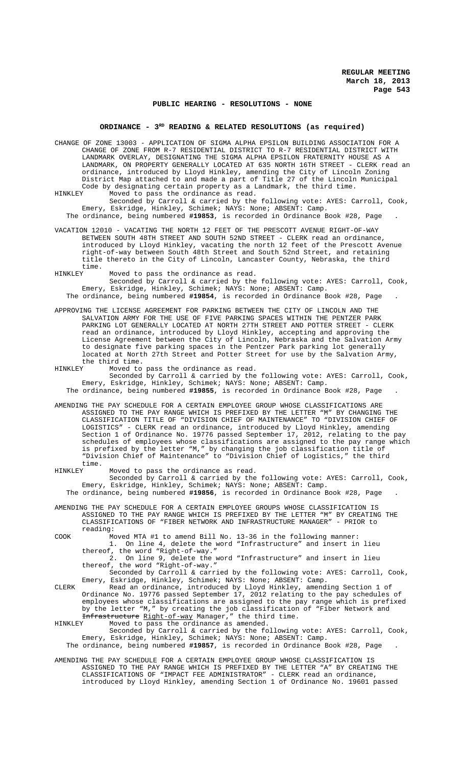## PUBLIC HEARING - RESOLUTIONS - NONE

## ORDINANCE - 3RD READING & RELATED RESOLUTIONS (as required)

CHANGE OF ZONE 13003 - APPLICATION OF SIGMA ALPHA EPSILON BUILDING ASSOCIATION FOR A CHANGE OF ZONE FROM R-7 RESIDENTIAL DISTRICT TO R-7 RESIDENTIAL DISTRICT WITH LANDMARK OVERLAY, DESIGNATING THE SIGMA ALPHA EPSILON FRATERNITY HOUSE AS A LANDMARK, ON PROPERTY GENERALLY LOCATED AT 635 NORTH 16TH STREET - CLERK read an ordinance, introduced by Lloyd Hinkley, amending the City of Lincoln Zoning District Map attached to and made a part of Title 27 of the Lincoln Municipal Code by designating certain property as a Landmark, the third time.

HINKLEY Moved to pass the ordinance as read.

Seconded by Carroll & carried by the following vote: AYES: Carroll, Cook, Emery, Eskridge, Hinkley, Schimek; NAYS: None; ABSENT: Camp.

The ordinance, being numbered **#19853**, is recorded in Ordinance Book #28, Page .

VACATION 12010 - VACATING THE NORTH 12 FEET OF THE PRESCOTT AVENUE RIGHT-OF-WAY BETWEEN SOUTH 48TH STREET AND SOUTH 52ND STREET - CLERK read an ordinance, introduced by Lloyd Hinkley, vacating the north 12 feet of the Prescott Avenue right-of-way between South 48th Street and South 52nd Street, and retaining title thereto in the City of Lincoln, Lancaster County, Nebraska, the third time.

HINKLEY Moved to pass the ordinance as read.

Seconded by Carroll & carried by the following vote: AYES: Carroll, Cook, Emery, Eskridge, Hinkley, Schimek; NAYS: None; ABSENT: Camp.

The ordinance, being numbered **#19854**, is recorded in Ordinance Book #28, Page .

APPROVING THE LICENSE AGREEMENT FOR PARKING BETWEEN THE CITY OF LINCOLN AND THE SALVATION ARMY FOR THE USE OF FIVE PARKING SPACES WITHIN THE PENTZER PARK PARKING LOT GENERALLY LOCATED AT NORTH 27TH STREET AND POTTER STREET - CLERK read an ordinance, introduced by Lloyd Hinkley, accepting and approving the License Agreement between the City of Lincoln, Nebraska and the Salvation Army to designate five parking spaces in the Pentzer Park parking lot generally located at North 27th Street and Potter Street for use by the Salvation Army, the third time.

HINKLEY Moved to pass the ordinance as read.

Seconded by Carroll & carried by the following vote: AYES: Carroll, Cook, Emery, Eskridge, Hinkley, Schimek; NAYS: None; ABSENT: Camp.

The ordinance, being numbered **#19855**, is recorded in Ordinance Book #28, Page .

AMENDING THE PAY SCHEDULE FOR A CERTAIN EMPLOYEE GROUP WHOSE CLASSIFICATIONS ARE ASSIGNED TO THE PAY RANGE WHICH IS PREFIXED BY THE LETTER "M" BY CHANGING THE CLASSIFICATION TITLE OF "DIVISION CHIEF OF MAINTENANCE" TO "DIVISION CHIEF OF LOGISTICS" - CLERK read an ordinance, introduced by Lloyd Hinkley, amending Section 1 of Ordinance No. 19776 passed September 17, 2012, relating to the pay schedules of employees whose classifications are assigned to the pay range which is prefixed by the letter "M," by changing the job classification title of "Division Chief of Maintenance" to "Division Chief of Logistics," the third time.

HINKLEY Moved to pass the ordinance as read.

Seconded by Carroll & carried by the following vote: AYES: Carroll, Cook, Emery, Eskridge, Hinkley, Schimek; NAYS: None; ABSENT: Camp.

The ordinance, being numbered **#19856**, is recorded in Ordinance Book #28, Page .

AMENDING THE PAY SCHEDULE FOR A CERTAIN EMPLOYEE GROUPS WHOSE CLASSIFICATION IS ASSIGNED TO THE PAY RANGE WHICH IS PREFIXED BY THE LETTER "M" BY CREATING THE CLASSIFICATIONS OF "FIBER NETWORK AND INFRASTRUCTURE MANAGER" - PRIOR to reading:

COOK Moved MTA #1 to amend Bill No. 13-36 in the following manner:

1. On line 4, delete the word "Infrastructure" and insert in lieu thereof, the word "Right-of-way."
2. On line 9, delete the word "Infrastructure" and insert in lieu thereof, the word "Right-of-way."

Seconded by Carroll & carried by the following vote: AYES: Carroll, Cook, Emery, Eskridge, Hinkley, Schimek; NAYS: None; ABSENT: Camp.

CLERK Read an ordinance, introduced by Lloyd Hinkley, amending Section 1 of Ordinance No. 19776 passed September 17, 2012 relating to the pay schedules of employees whose classifications are assigned to the pay range which is prefixed by the letter "M," by creating the job classification of "Fiber Network and ~~Infrastructure~~ Right-of-way Manager," the third time.

HINKLEY Moved to pass the ordinance as amended.

Seconded by Carroll & carried by the following vote: AYES: Carroll, Cook, Emery, Eskridge, Hinkley, Schimek; NAYS: None; ABSENT: Camp.

The ordinance, being numbered **#19857**, is recorded in Ordinance Book #28, Page .

AMENDING THE PAY SCHEDULE FOR A CERTAIN EMPLOYEE GROUP WHOSE CLASSIFICATION IS ASSIGNED TO THE PAY RANGE WHICH IS PREFIXED BY THE LETTER "A" BY CREATING THE CLASSIFICATIONS OF "IMPACT FEE ADMINISTRATOR" - CLERK read an ordinance, introduced by Lloyd Hinkley, amending Section 1 of Ordinance No. 19601 passed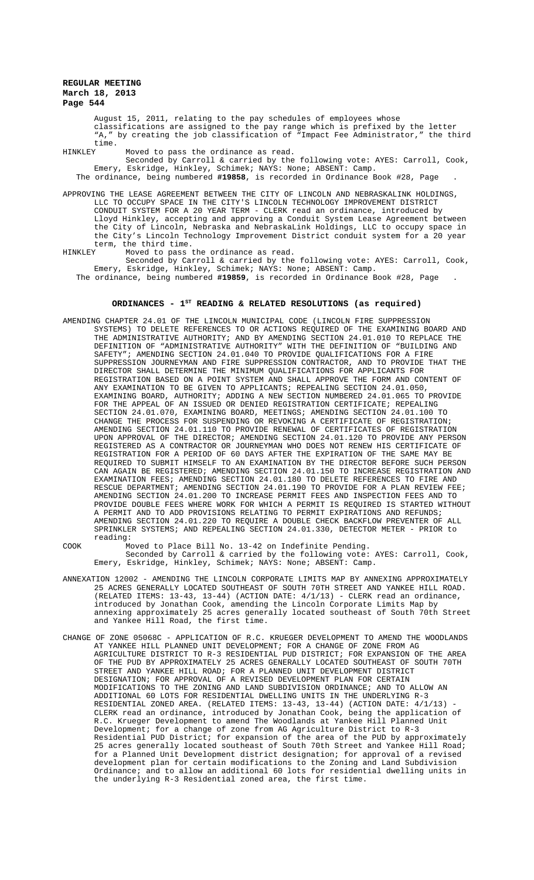August 15, 2011, relating to the pay schedules of employees whose classifications are assigned to the pay range which is prefixed by the letter "A," by creating the job classification of "Impact Fee Administrator," the third time.

HINKLEY Moved to pass the ordinance as read.

Seconded by Carroll & carried by the following vote: AYES: Carroll, Cook, Emery, Eskridge, Hinkley, Schimek; NAYS: None; ABSENT: Camp.

The ordinance, being numbered **#19858**, is recorded in Ordinance Book #28, Page .

APPROVING THE LEASE AGREEMENT BETWEEN THE CITY OF LINCOLN AND NEBRASKALINK HOLDINGS, LLC TO OCCUPY SPACE IN THE CITY'S LINCOLN TECHNOLOGY IMPROVEMENT DISTRICT CONDUIT SYSTEM FOR A 20 YEAR TERM - CLERK read an ordinance, introduced by Lloyd Hinkley, accepting and approving a Conduit System Lease Agreement between the City of Lincoln, Nebraska and NebraskaLink Holdings, LLC to occupy space in the City's Lincoln Technology Improvement District conduit system for a 20 year term, the third time.

HINKLEY Moved to pass the ordinance as read.

Seconded by Carroll & carried by the following vote: AYES: Carroll, Cook, Emery, Eskridge, Hinkley, Schimek; NAYS: None; ABSENT: Camp.

The ordinance, being numbered **#19859**, is recorded in Ordinance Book #28, Page .

## ORDINANCES - 1ST READING & RELATED RESOLUTIONS (as required)

AMENDING CHAPTER 24.01 OF THE LINCOLN MUNICIPAL CODE (LINCOLN FIRE SUPPRESSION SYSTEMS) TO DELETE REFERENCES TO OR ACTIONS REQUIRED OF THE EXAMINING BOARD AND THE ADMINISTRATIVE AUTHORITY; AND BY AMENDING SECTION 24.01.010 TO REPLACE THE DEFINITION OF "ADMINISTRATIVE AUTHORITY" WITH THE DEFINITION OF "BUILDING AND SAFETY"; AMENDING SECTION 24.01.040 TO PROVIDE QUALIFICATIONS FOR A FIRE SUPPRESSION JOURNEYMAN AND FIRE SUPPRESSION CONTRACTOR, AND TO PROVIDE THAT THE DIRECTOR SHALL DETERMINE THE MINIMUM QUALIFICATIONS FOR APPLICANTS FOR REGISTRATION BASED ON A POINT SYSTEM AND SHALL APPROVE THE FORM AND CONTENT OF ANY EXAMINATION TO BE GIVEN TO APPLICANTS; REPEALING SECTION 24.01.050, EXAMINING BOARD, AUTHORITY; ADDING A NEW SECTION NUMBERED 24.01.065 TO PROVIDE FOR THE APPEAL OF AN ISSUED OR DENIED REGISTRATION CERTIFICATE; REPEALING SECTION 24.01.070, EXAMINING BOARD, MEETINGS; AMENDING SECTION 24.01.100 TO CHANGE THE PROCESS FOR SUSPENDING OR REVOKING A CERTIFICATE OF REGISTRATION; AMENDING SECTION 24.01.110 TO PROVIDE RENEWAL OF CERTIFICATES OF REGISTRATION UPON APPROVAL OF THE DIRECTOR; AMENDING SECTION 24.01.120 TO PROVIDE ANY PERSON REGISTERED AS A CONTRACTOR OR JOURNEYMAN WHO DOES NOT RENEW HIS CERTIFICATE OF REGISTRATION FOR A PERIOD OF 60 DAYS AFTER THE EXPIRATION OF THE SAME MAY BE REQUIRED TO SUBMIT HIMSELF TO AN EXAMINATION BY THE DIRECTOR BEFORE SUCH PERSON CAN AGAIN BE REGISTERED; AMENDING SECTION 24.01.150 TO INCREASE REGISTRATION AND EXAMINATION FEES; AMENDING SECTION 24.01.180 TO DELETE REFERENCES TO FIRE AND RESCUE DEPARTMENT; AMENDING SECTION 24.01.190 TO PROVIDE FOR A PLAN REVIEW FEE; AMENDING SECTION 24.01.200 TO INCREASE PERMIT FEES AND INSPECTION FEES AND TO PROVIDE DOUBLE FEES WHERE WORK FOR WHICH A PERMIT IS REQUIRED IS STARTED WITHOUT A PERMIT AND TO ADD PROVISIONS RELATING TO PERMIT EXPIRATIONS AND REFUNDS; AMENDING SECTION 24.01.220 TO REQUIRE A DOUBLE CHECK BACKFLOW PREVENTER OF ALL SPRINKLER SYSTEMS; AND REPEALING SECTION 24.01.330, DETECTOR METER - PRIOR to reading:

COOK Moved to Place Bill No. 13-42 on Indefinite Pending.

Seconded by Carroll & carried by the following vote: AYES: Carroll, Cook, Emery, Eskridge, Hinkley, Schimek; NAYS: None; ABSENT: Camp.

ANNEXATION 12002 - AMENDING THE LINCOLN CORPORATE LIMITS MAP BY ANNEXING APPROXIMATELY 25 ACRES GENERALLY LOCATED SOUTHEAST OF SOUTH 70TH STREET AND YANKEE HILL ROAD. (RELATED ITEMS: 13-43, 13-44) (ACTION DATE: 4/1/13) - CLERK read an ordinance, introduced by Jonathan Cook, amending the Lincoln Corporate Limits Map by annexing approximately 25 acres generally located southeast of South 70th Street and Yankee Hill Road, the first time.

CHANGE OF ZONE 05068C - APPLICATION OF R.C. KRUEGER DEVELOPMENT TO AMEND THE WOODLANDS AT YANKEE HILL PLANNED UNIT DEVELOPMENT; FOR A CHANGE OF ZONE FROM AG AGRICULTURE DISTRICT TO R-3 RESIDENTIAL PUD DISTRICT; FOR EXPANSION OF THE AREA OF THE PUD BY APPROXIMATELY 25 ACRES GENERALLY LOCATED SOUTHEAST OF SOUTH 70TH STREET AND YANKEE HILL ROAD; FOR A PLANNED UNIT DEVELOPMENT DISTRICT DESIGNATION; FOR APPROVAL OF A REVISED DEVELOPMENT PLAN FOR CERTAIN MODIFICATIONS TO THE ZONING AND LAND SUBDIVISION ORDINANCE; AND TO ALLOW AN ADDITIONAL 60 LOTS FOR RESIDENTIAL DWELLING UNITS IN THE UNDERLYING R-3 RESIDENTIAL ZONED AREA. (RELATED ITEMS: 13-43, 13-44) (ACTION DATE: 4/1/13) - CLERK read an ordinance, introduced by Jonathan Cook, being the application of R.C. Krueger Development to amend The Woodlands at Yankee Hill Planned Unit Development; for a change of zone from AG Agriculture District to R-3 Residential PUD District; for expansion of the area of the PUD by approximately 25 acres generally located southeast of South 70th Street and Yankee Hill Road; for a Planned Unit Development district designation; for approval of a revised development plan for certain modifications to the Zoning and Land Subdivision Ordinance; and to allow an additional 60 lots for residential dwelling units in the underlying R-3 Residential zoned area, the first time.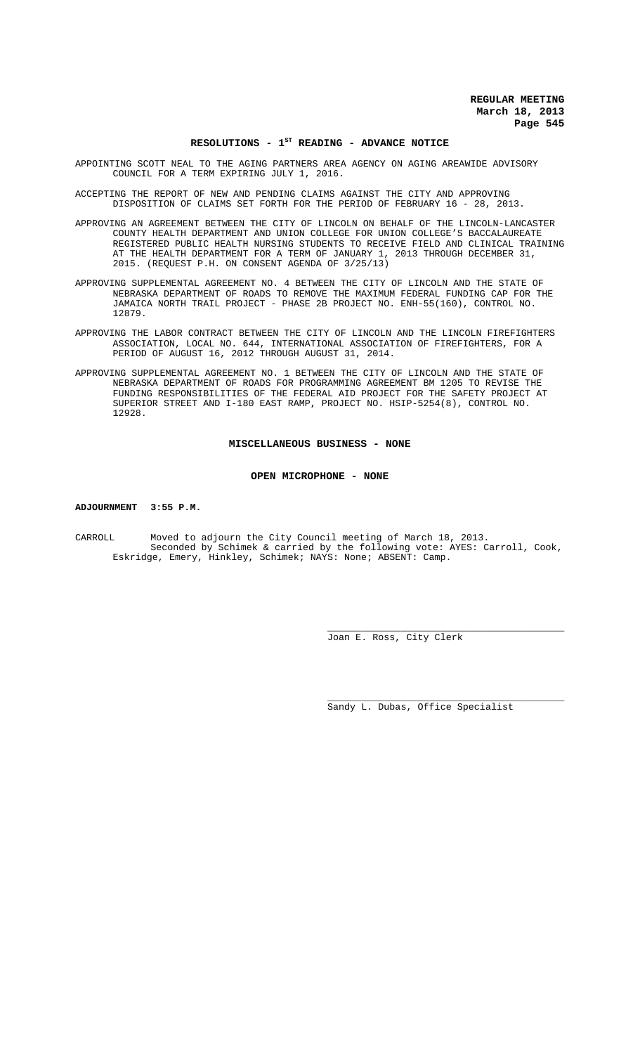## RESOLUTIONS - 1ST READING - ADVANCE NOTICE

APPOINTING SCOTT NEAL TO THE AGING PARTNERS AREA AGENCY ON AGING AREAWIDE ADVISORY COUNCIL FOR A TERM EXPIRING JULY 1, 2016.

ACCEPTING THE REPORT OF NEW AND PENDING CLAIMS AGAINST THE CITY AND APPROVING DISPOSITION OF CLAIMS SET FORTH FOR THE PERIOD OF FEBRUARY 16 - 28, 2013.

APPROVING AN AGREEMENT BETWEEN THE CITY OF LINCOLN ON BEHALF OF THE LINCOLN-LANCASTER COUNTY HEALTH DEPARTMENT AND UNION COLLEGE FOR UNION COLLEGE'S BACCALAUREATE REGISTERED PUBLIC HEALTH NURSING STUDENTS TO RECEIVE FIELD AND CLINICAL TRAINING AT THE HEALTH DEPARTMENT FOR A TERM OF JANUARY 1, 2013 THROUGH DECEMBER 31, 2015. (REQUEST P.H. ON CONSENT AGENDA OF 3/25/13)

APPROVING SUPPLEMENTAL AGREEMENT NO. 4 BETWEEN THE CITY OF LINCOLN AND THE STATE OF NEBRASKA DEPARTMENT OF ROADS TO REMOVE THE MAXIMUM FEDERAL FUNDING CAP FOR THE JAMAICA NORTH TRAIL PROJECT - PHASE 2B PROJECT NO. ENH-55(160), CONTROL NO. 12879.

APPROVING THE LABOR CONTRACT BETWEEN THE CITY OF LINCOLN AND THE LINCOLN FIREFIGHTERS ASSOCIATION, LOCAL NO. 644, INTERNATIONAL ASSOCIATION OF FIREFIGHTERS, FOR A PERIOD OF AUGUST 16, 2012 THROUGH AUGUST 31, 2014.

APPROVING SUPPLEMENTAL AGREEMENT NO. 1 BETWEEN THE CITY OF LINCOLN AND THE STATE OF NEBRASKA DEPARTMENT OF ROADS FOR PROGRAMMING AGREEMENT BM 1205 TO REVISE THE FUNDING RESPONSIBILITIES OF THE FEDERAL AID PROJECT FOR THE SAFETY PROJECT AT SUPERIOR STREET AND I-180 EAST RAMP, PROJECT NO. HSIP-5254(8), CONTROL NO. 12928.

## MISCELLANEOUS BUSINESS - NONE

## OPEN MICROPHONE - NONE

**ADJOURNMENT 3:55 P.M.**

CARROLL Moved to adjourn the City Council meeting of March 18, 2013.
Seconded by Schimek & carried by the following vote: AYES: Carroll, Cook, Eskridge, Emery, Hinkley, Schimek; NAYS: None; ABSENT: Camp.

Joan E. Ross, City Clerk

Sandy L. Dubas, Office Specialist